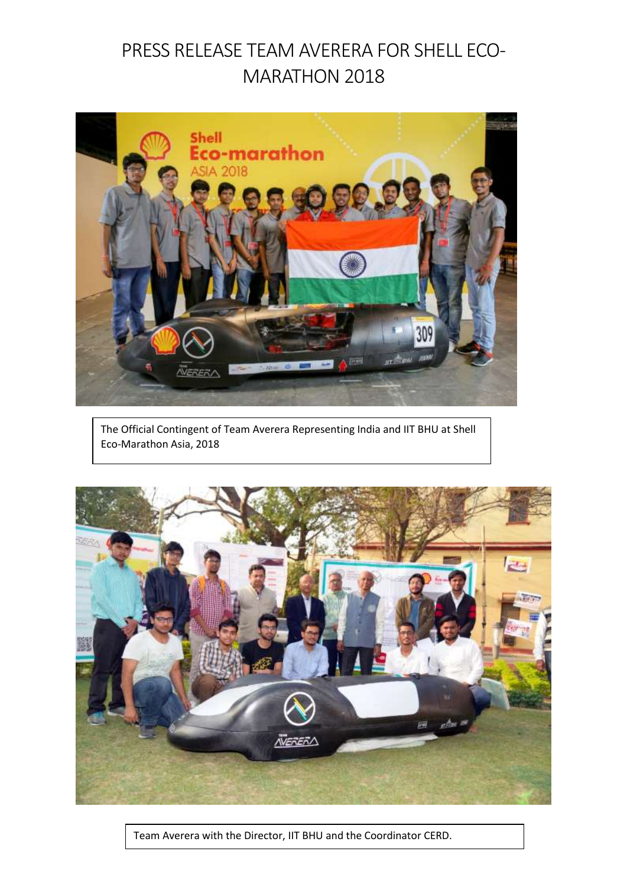# PRESS RELEASE TEAM AVERERA FOR SHELL ECO-MARATHON 2018

The Official Contingent of Team Averera Representing India and IIT BHU at Shell Eco-Marathon Asia, 2018

Team Averera with the Director, IIT BHU and the Coordinator CERD.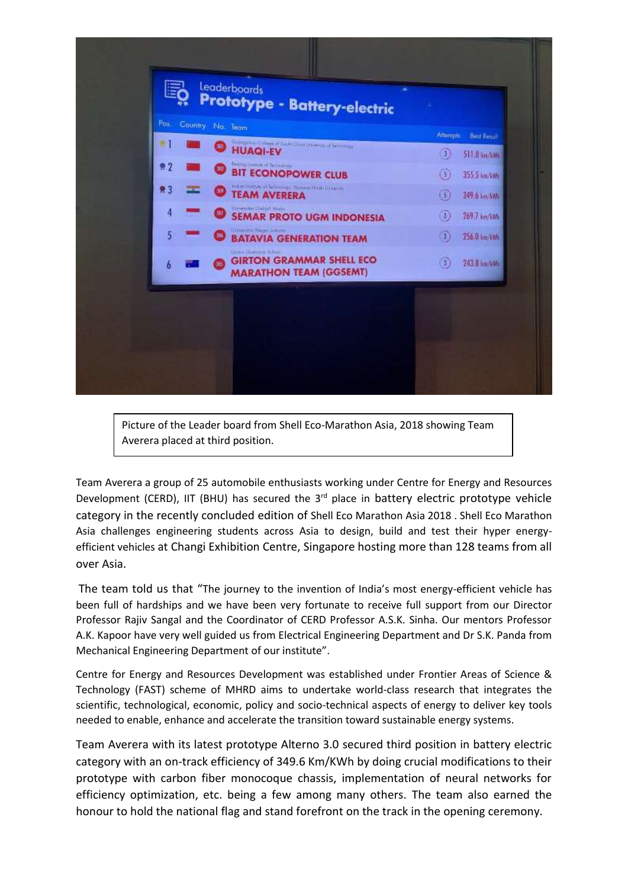Picture of the Leader board from Shell Eco-Marathon Asia, 2018 showing Team Averera placed at third position.

Team Averera a group of 25 automobile enthusiasts working under Centre for Energy and Resources Development (CERD), IIT (BHU) has secured the 3rd place in battery electric prototype vehicle category in the recently concluded edition of Shell Eco Marathon Asia 2018 . Shell Eco Marathon Asia challenges engineering students across Asia to design, build and test their hyper energy-efficient vehicles at Changi Exhibition Centre, Singapore hosting more than 128 teams from all over Asia.

The team told us that "The journey to the invention of India's most energy-efficient vehicle has been full of hardships and we have been very fortunate to receive full support from our Director Professor Rajiv Sangal and the Coordinator of CERD Professor A.S.K. Sinha. Our mentors Professor A.K. Kapoor have very well guided us from Electrical Engineering Department and Dr S.K. Panda from Mechanical Engineering Department of our institute".

Centre for Energy and Resources Development was established under Frontier Areas of Science & Technology (FAST) scheme of MHRD aims to undertake world-class research that integrates the scientific, technological, economic, policy and socio-technical aspects of energy to deliver key tools needed to enable, enhance and accelerate the transition toward sustainable energy systems.

Team Averera with its latest prototype Alterno 3.0 secured third position in battery electric category with an on-track efficiency of 349.6 Km/KWh by doing crucial modifications to their prototype with carbon fiber monocoque chassis, implementation of neural networks for efficiency optimization, etc. being a few among many others. The team also earned the honour to hold the national flag and stand forefront on the track in the opening ceremony.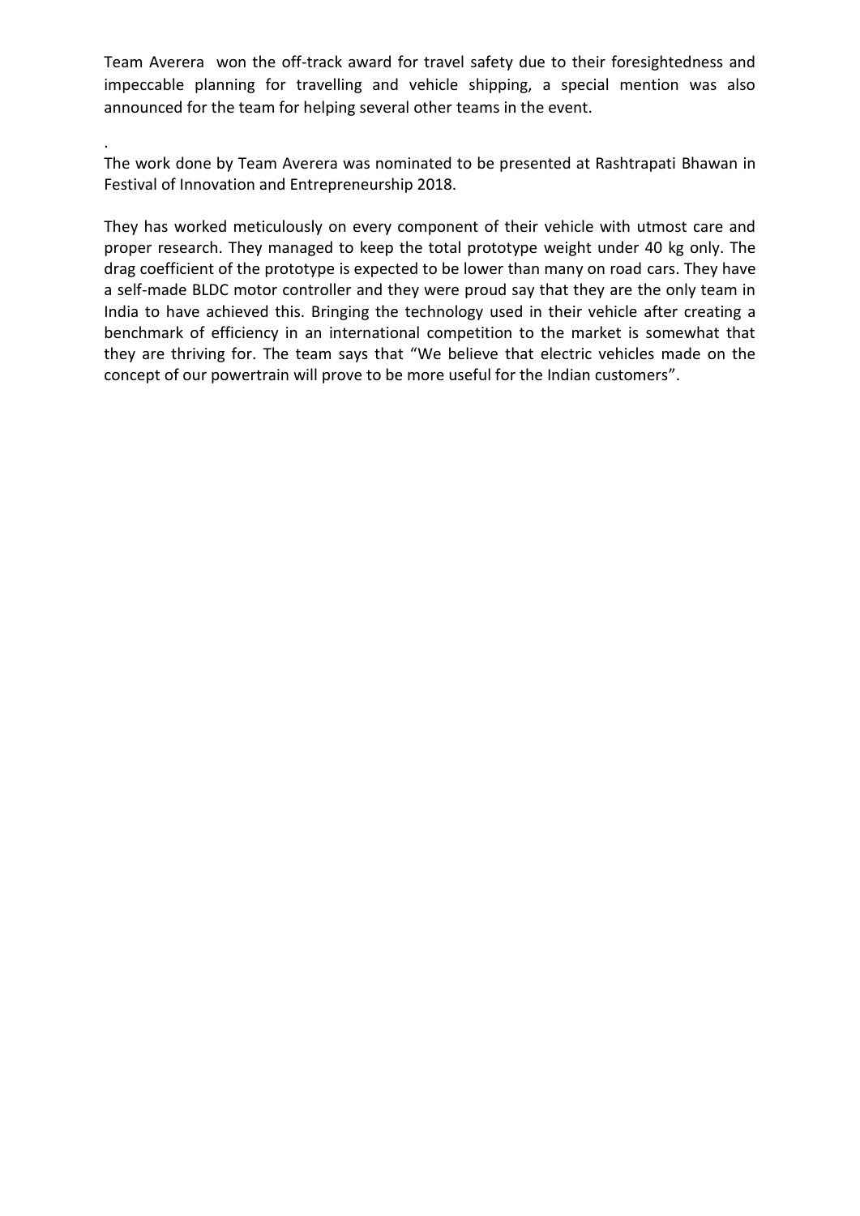Team Averera  won the off-track award for travel safety due to their foresightedness and impeccable planning for travelling and vehicle shipping, a special mention was also announced for the team for helping several other teams in the event.

.

The work done by Team Averera was nominated to be presented at Rashtrapati Bhawan in Festival of Innovation and Entrepreneurship 2018.

They has worked meticulously on every component of their vehicle with utmost care and proper research. They managed to keep the total prototype weight under 40 kg only. The drag coefficient of the prototype is expected to be lower than many on road cars. They have a self-made BLDC motor controller and they were proud say that they are the only team in India to have achieved this. Bringing the technology used in their vehicle after creating a benchmark of efficiency in an international competition to the market is somewhat that they are thriving for. The team says that "We believe that electric vehicles made on the concept of our powertrain will prove to be more useful for the Indian customers".